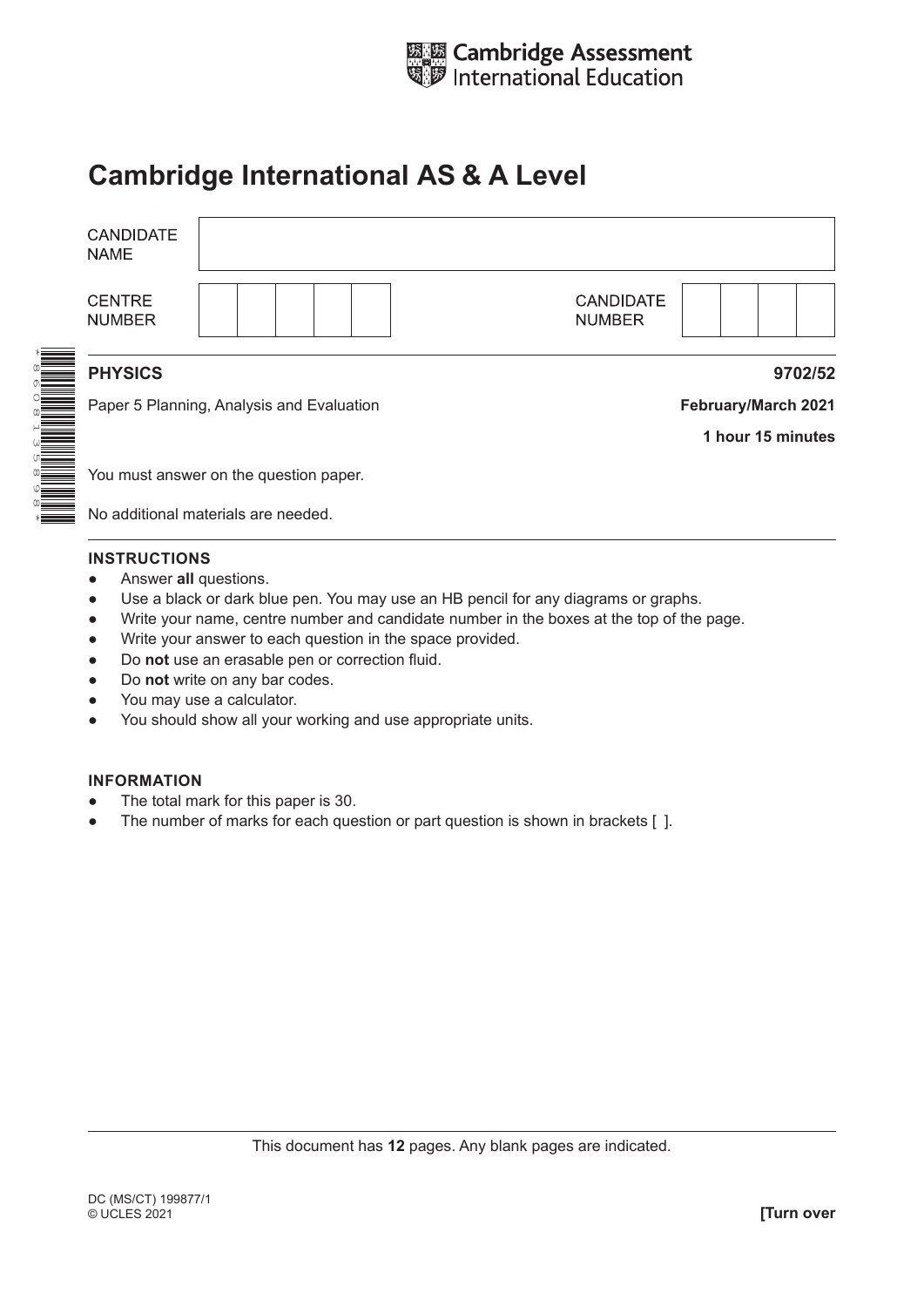Cambridge Assessment International Education

# Cambridge International AS & A Level

| CANDIDATE NAME | |
|---|---|
| CENTRE NUMBER | |
| CANDIDATE NUMBER | |

**PHYSICS** **9702/52**

Paper 5 Planning, Analysis and Evaluation **February/March 2021**

**1 hour 15 minutes**

You must answer on the question paper.

No additional materials are needed.

**INSTRUCTIONS**

- Answer **all** questions.
- Use a black or dark blue pen. You may use an HB pencil for any diagrams or graphs.
- Write your name, centre number and candidate number in the boxes at the top of the page.
- Write your answer to each question in the space provided.
- Do **not** use an erasable pen or correction fluid.
- Do **not** write on any bar codes.
- You may use a calculator.
- You should show all your working and use appropriate units.

**INFORMATION**

- The total mark for this paper is 30.
- The number of marks for each question or part question is shown in brackets [ ].

This document has **12** pages. Any blank pages are indicated.

DC (MS/CT) 199877/1
© UCLES 2021

**[Turn over**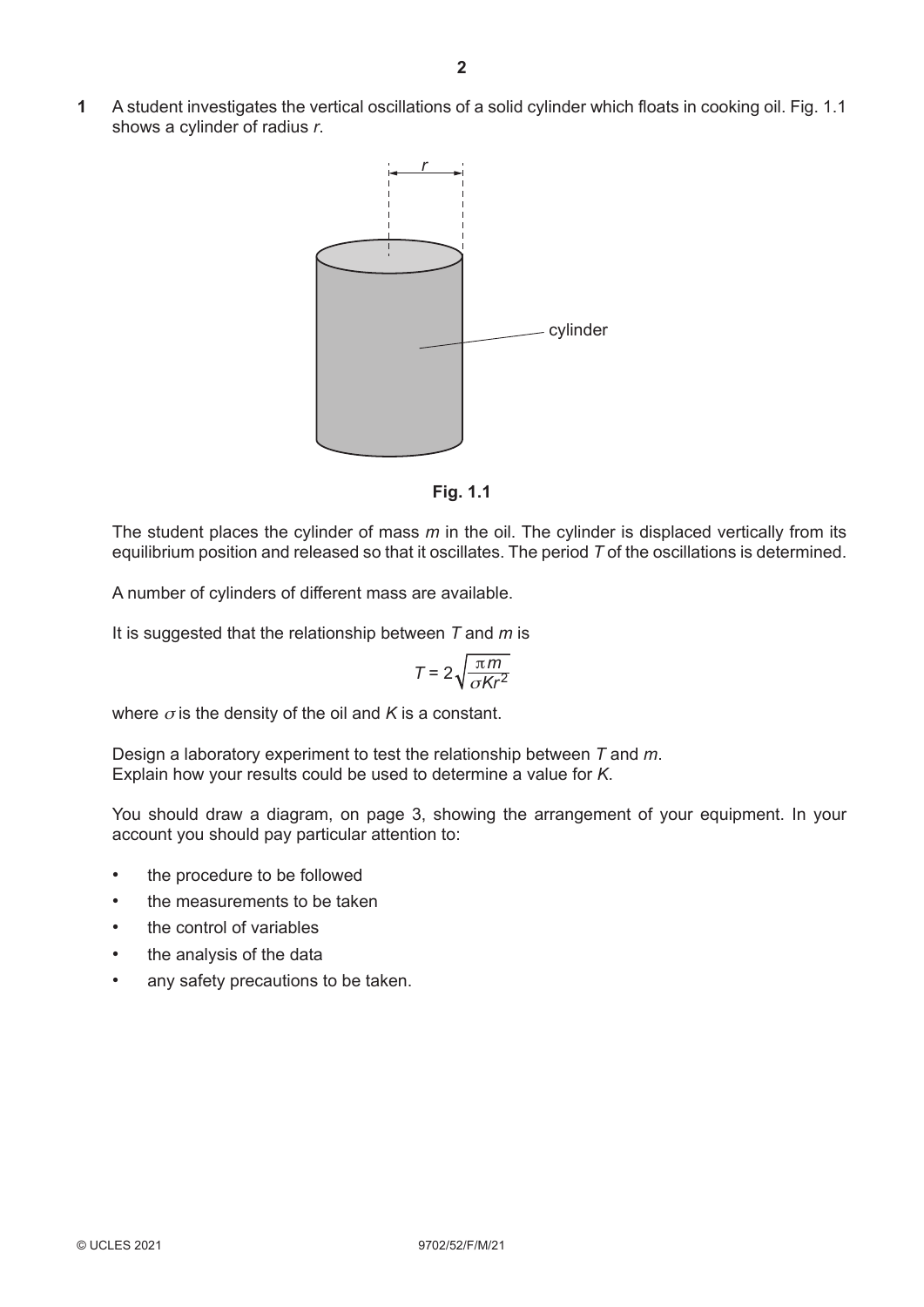**1** A student investigates the vertical oscillations of a solid cylinder which floats in cooking oil. Fig. 1.1 shows a cylinder of radius $r$.

**Fig. 1.1**

The student places the cylinder of mass $m$ in the oil. The cylinder is displaced vertically from its equilibrium position and released so that it oscillates. The period $T$ of the oscillations is determined.

A number of cylinders of different mass are available.

It is suggested that the relationship between $T$ and $m$ is

$$T = 2\sqrt{\frac{\pi m}{\sigma K r^2}}$$

where $\sigma$ is the density of the oil and $K$ is a constant.

Design a laboratory experiment to test the relationship between $T$ and $m$.
Explain how your results could be used to determine a value for $K$.

You should draw a diagram, on page 3, showing the arrangement of your equipment. In your account you should pay particular attention to:

- the procedure to be followed
- the measurements to be taken
- the control of variables
- the analysis of the data
- any safety precautions to be taken.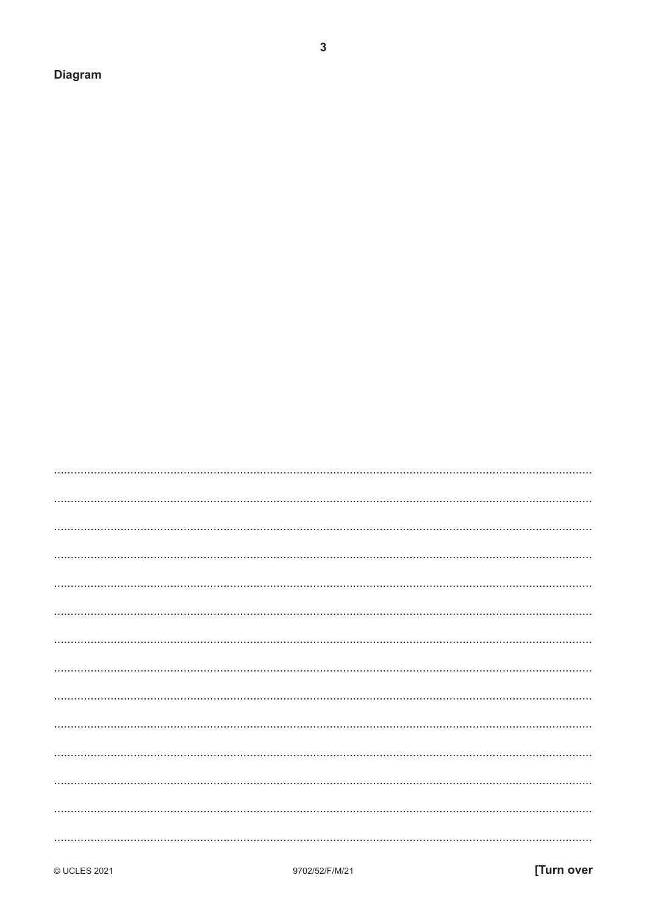**Diagram**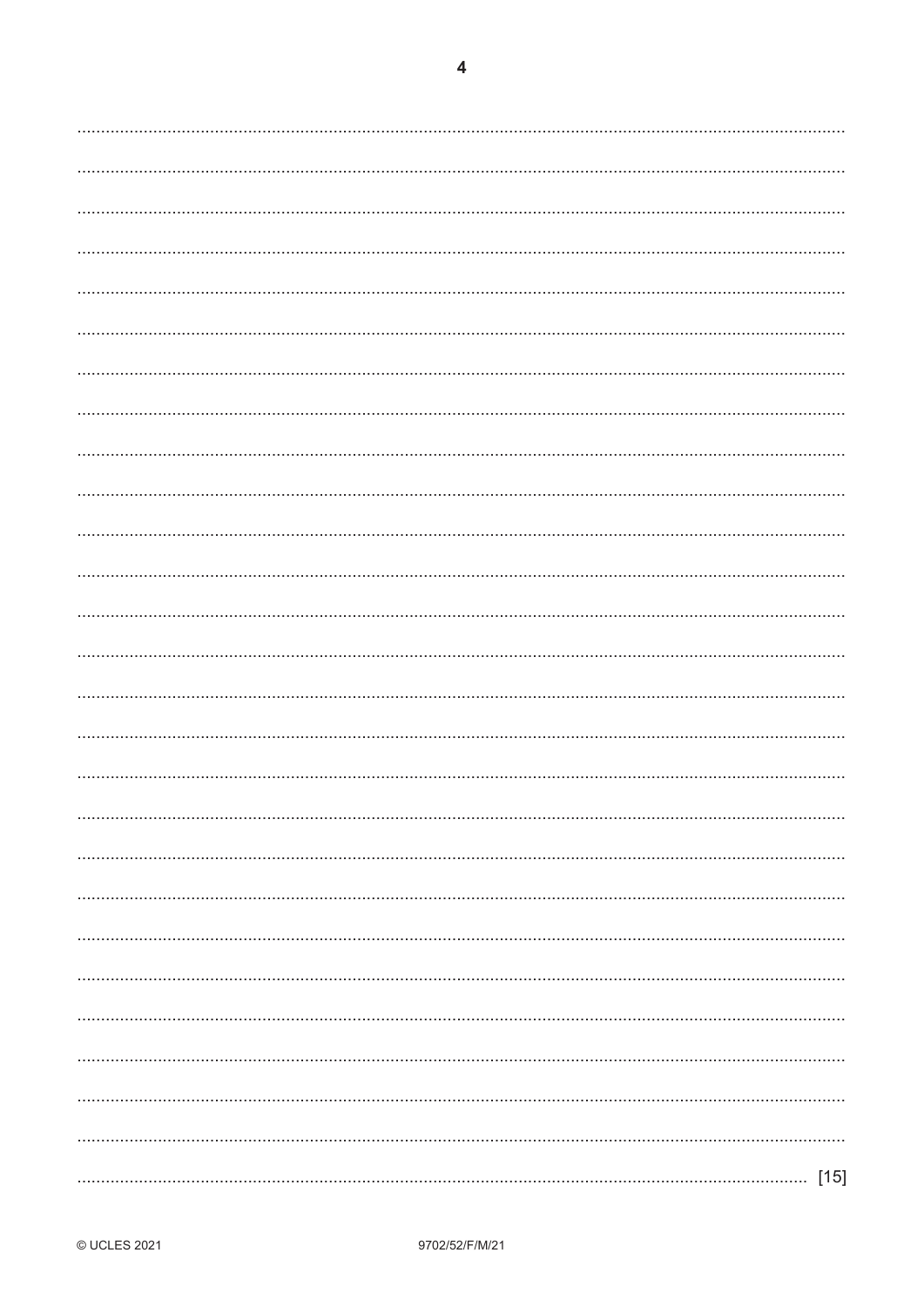[15]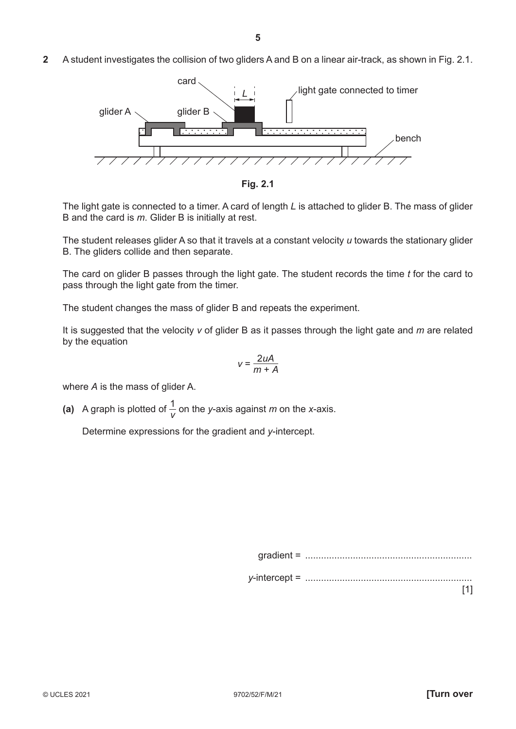**2** A student investigates the collision of two gliders A and B on a linear air-track, as shown in Fig. 2.1.

card

$L$

light gate connected to timer

glider A

glider B

bench

**Fig. 2.1**

The light gate is connected to a timer. A card of length $L$ is attached to glider B. The mass of glider B and the card is $m$. Glider B is initially at rest.

The student releases glider A so that it travels at a constant velocity $u$ towards the stationary glider B. The gliders collide and then separate.

The card on glider B passes through the light gate. The student records the time $t$ for the card to pass through the light gate from the timer.

The student changes the mass of glider B and repeats the experiment.

It is suggested that the velocity $v$ of glider B as it passes through the light gate and $m$ are related by the equation

$$v = \frac{2uA}{m + A}$$

where $A$ is the mass of glider A.

**(a)** A graph is plotted of $\frac{1}{v}$ on the $y$-axis against $m$ on the $x$-axis.

Determine expressions for the gradient and $y$-intercept.

gradient = ...............................................................

$y$-intercept = ...............................................................

[1]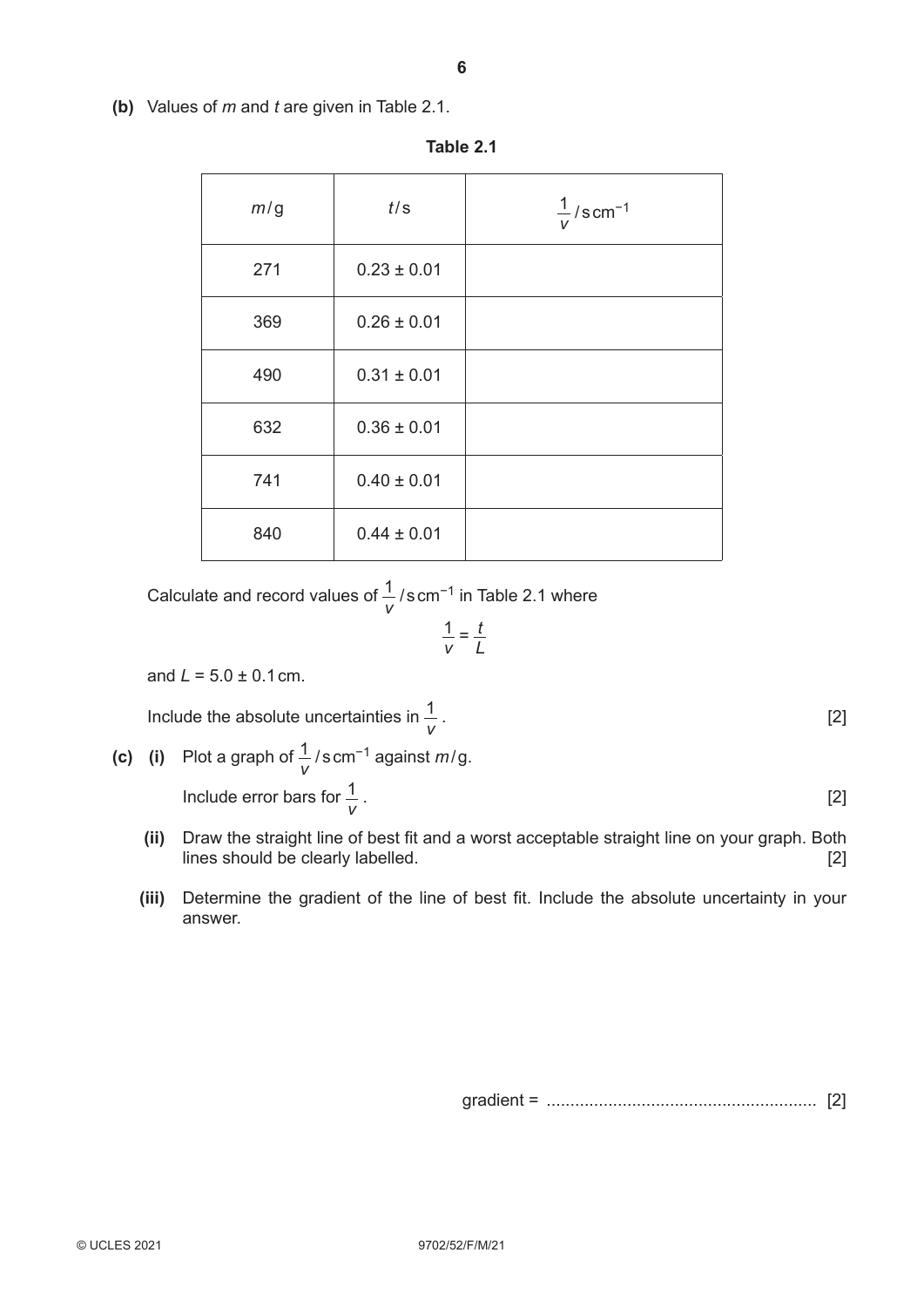**(b)** Values of $m$ and $t$ are given in Table 2.1.

**Table 2.1**

| $m$ / g | $t$ / s | $\frac{1}{v}$ / s cm$^{-1}$ |
|---|---|---|
| 271 | 0.23 ± 0.01 | |
| 369 | 0.26 ± 0.01 | |
| 490 | 0.31 ± 0.01 | |
| 632 | 0.36 ± 0.01 | |
| 741 | 0.40 ± 0.01 | |
| 840 | 0.44 ± 0.01 | |

Calculate and record values of $\frac{1}{v}$ / s cm$^{-1}$ in Table 2.1 where

$$\frac{1}{v} = \frac{t}{L}$$

and $L = 5.0 \pm 0.1$ cm.

Include the absolute uncertainties in $\frac{1}{v}$. [2]

**(c)** **(i)** Plot a graph of $\frac{1}{v}$ / s cm$^{-1}$ against $m$ / g.

Include error bars for $\frac{1}{v}$. [2]

**(ii)** Draw the straight line of best fit and a worst acceptable straight line on your graph. Both lines should be clearly labelled. [2]

**(iii)** Determine the gradient of the line of best fit. Include the absolute uncertainty in your answer.

gradient = ........................................................ [2]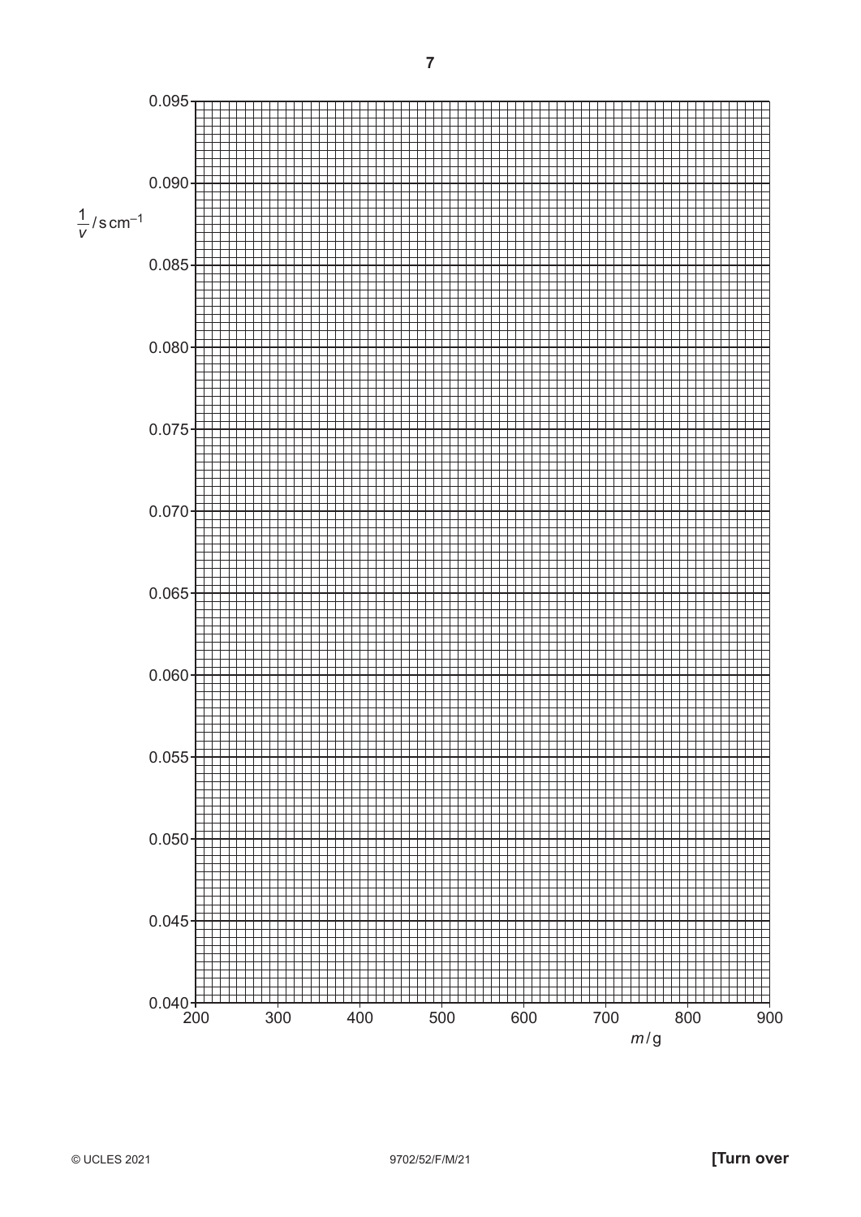$\frac{1}{v}$ / s cm$^{-1}$

0.095

0.090

0.085

0.080

0.075

0.070

0.065

0.060

0.055

0.050

0.045

0.040

200 300 400 500 600 700 800 900

$m$ / g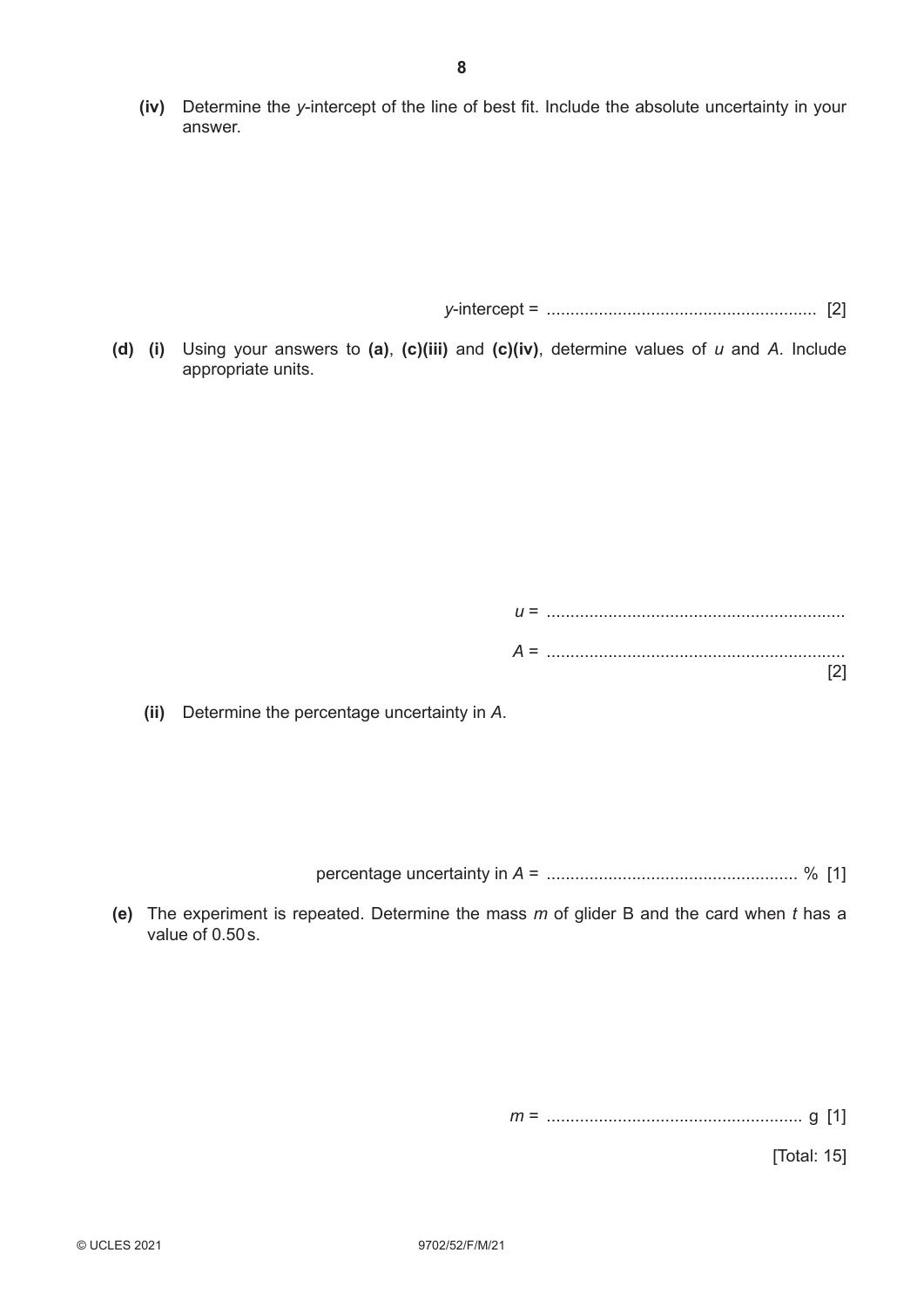**(iv)** Determine the $y$-intercept of the line of best fit. Include the absolute uncertainty in your answer.

$y$-intercept = ......................................................... [2]

**(d) (i)** Using your answers to **(a)**, **(c)(iii)** and **(c)(iv)**, determine values of $u$ and $A$. Include appropriate units.

$u$ = ...............................................................

$A$ = ...............................................................
[2]

**(ii)** Determine the percentage uncertainty in $A$.

percentage uncertainty in $A$ = ..................................................... % [1]

**(e)** The experiment is repeated. Determine the mass $m$ of glider B and the card when $t$ has a value of 0.50 s.

$m$ = ...................................................... g [1]

[Total: 15]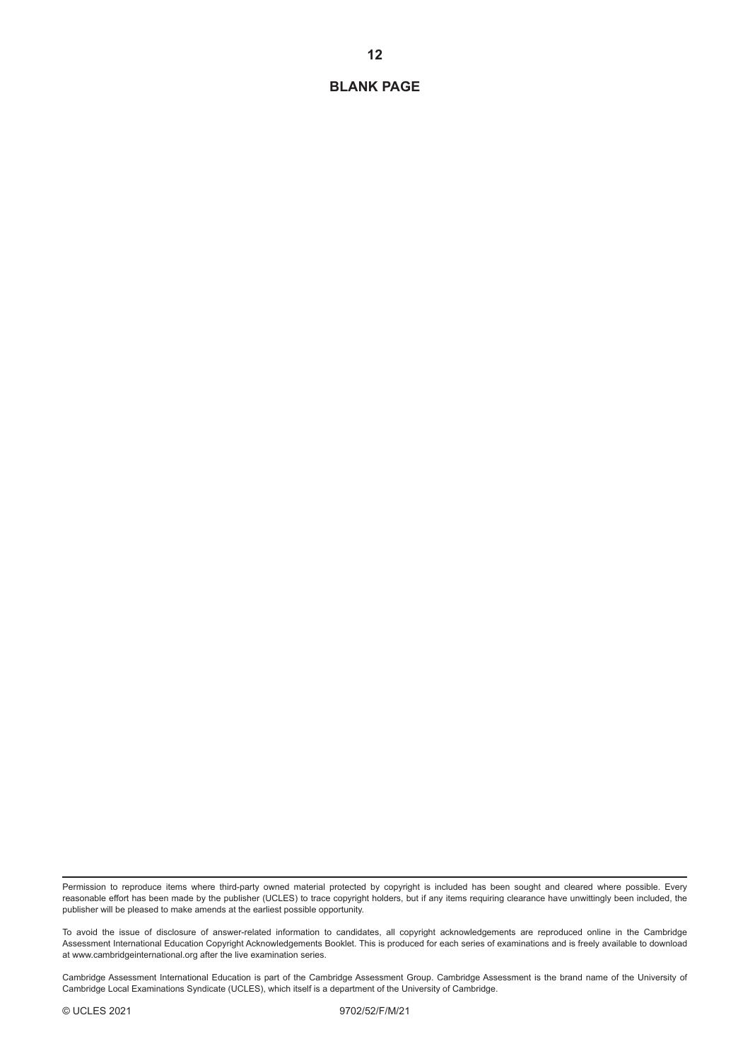**BLANK PAGE**

Permission to reproduce items where third-party owned material protected by copyright is included has been sought and cleared where possible. Every reasonable effort has been made by the publisher (UCLES) to trace copyright holders, but if any items requiring clearance have unwittingly been included, the publisher will be pleased to make amends at the earliest possible opportunity.

To avoid the issue of disclosure of answer-related information to candidates, all copyright acknowledgements are reproduced online in the Cambridge Assessment International Education Copyright Acknowledgements Booklet. This is produced for each series of examinations and is freely available to download at www.cambridgeinternational.org after the live examination series.

Cambridge Assessment International Education is part of the Cambridge Assessment Group. Cambridge Assessment is the brand name of the University of Cambridge Local Examinations Syndicate (UCLES), which itself is a department of the University of Cambridge.

© UCLES 2021 9702/52/F/M/21